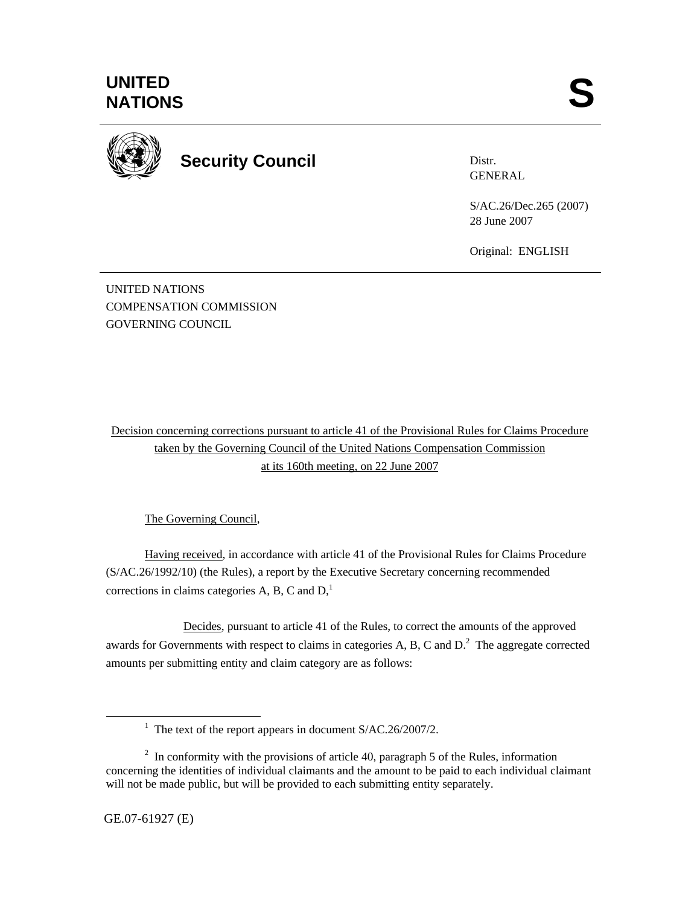# UNITED NATIONS

**S**

**Security Council**

Distr.
GENERAL

S/AC.26/Dec.265 (2007)
28 June 2007

Original: ENGLISH

UNITED NATIONS
COMPENSATION COMMISSION
GOVERNING COUNCIL

Decision concerning corrections pursuant to article 41 of the Provisional Rules for Claims Procedure taken by the Governing Council of the United Nations Compensation Commission at its 160th meeting, on 22 June 2007

The Governing Council,

Having received, in accordance with article 41 of the Provisional Rules for Claims Procedure (S/AC.26/1992/10) (the Rules), a report by the Executive Secretary concerning recommended corrections in claims categories A, B, C and D,[1]

Decides, pursuant to article 41 of the Rules, to correct the amounts of the approved awards for Governments with respect to claims in categories A, B, C and D.[2] The aggregate corrected amounts per submitting entity and claim category are as follows:

[1] The text of the report appears in document S/AC.26/2007/2.

[2] In conformity with the provisions of article 40, paragraph 5 of the Rules, information concerning the identities of individual claimants and the amount to be paid to each individual claimant will not be made public, but will be provided to each submitting entity separately.

GE.07-61927 (E)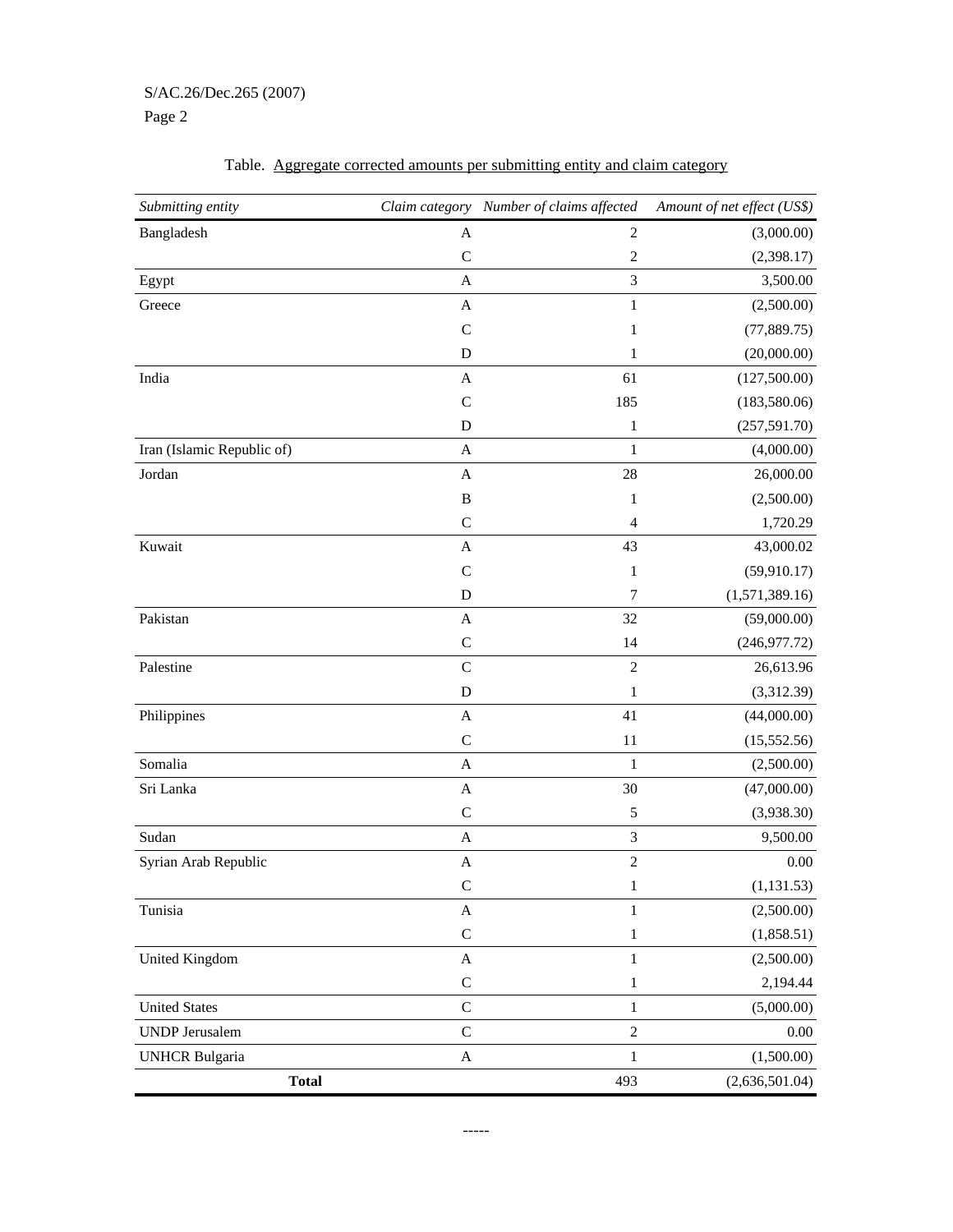Table. Aggregate corrected amounts per submitting entity and claim category

| *Submitting entity* | *Claim category* | *Number of claims affected* | *Amount of net effect (US$)* |
|---|---|---|---|
| Bangladesh | A | 2 | (3,000.00) |
| | C | 2 | (2,398.17) |
| Egypt | A | 3 | 3,500.00 |
| Greece | A | 1 | (2,500.00) |
| | C | 1 | (77,889.75) |
| | D | 1 | (20,000.00) |
| India | A | 61 | (127,500.00) |
| | C | 185 | (183,580.06) |
| | D | 1 | (257,591.70) |
| Iran (Islamic Republic of) | A | 1 | (4,000.00) |
| Jordan | A | 28 | 26,000.00 |
| | B | 1 | (2,500.00) |
| | C | 4 | 1,720.29 |
| Kuwait | A | 43 | 43,000.02 |
| | C | 1 | (59,910.17) |
| | D | 7 | (1,571,389.16) |
| Pakistan | A | 32 | (59,000.00) |
| | C | 14 | (246,977.72) |
| Palestine | C | 2 | 26,613.96 |
| | D | 1 | (3,312.39) |
| Philippines | A | 41 | (44,000.00) |
| | C | 11 | (15,552.56) |
| Somalia | A | 1 | (2,500.00) |
| Sri Lanka | A | 30 | (47,000.00) |
| | C | 5 | (3,938.30) |
| Sudan | A | 3 | 9,500.00 |
| Syrian Arab Republic | A | 2 | 0.00 |
| | C | 1 | (1,131.53) |
| Tunisia | A | 1 | (2,500.00) |
| | C | 1 | (1,858.51) |
| United Kingdom | A | 1 | (2,500.00) |
| | C | 1 | 2,194.44 |
| United States | C | 1 | (5,000.00) |
| UNDP Jerusalem | C | 2 | 0.00 |
| UNHCR Bulgaria | A | 1 | (1,500.00) |
| **Total** | | 493 | (2,636,501.04) |

-----